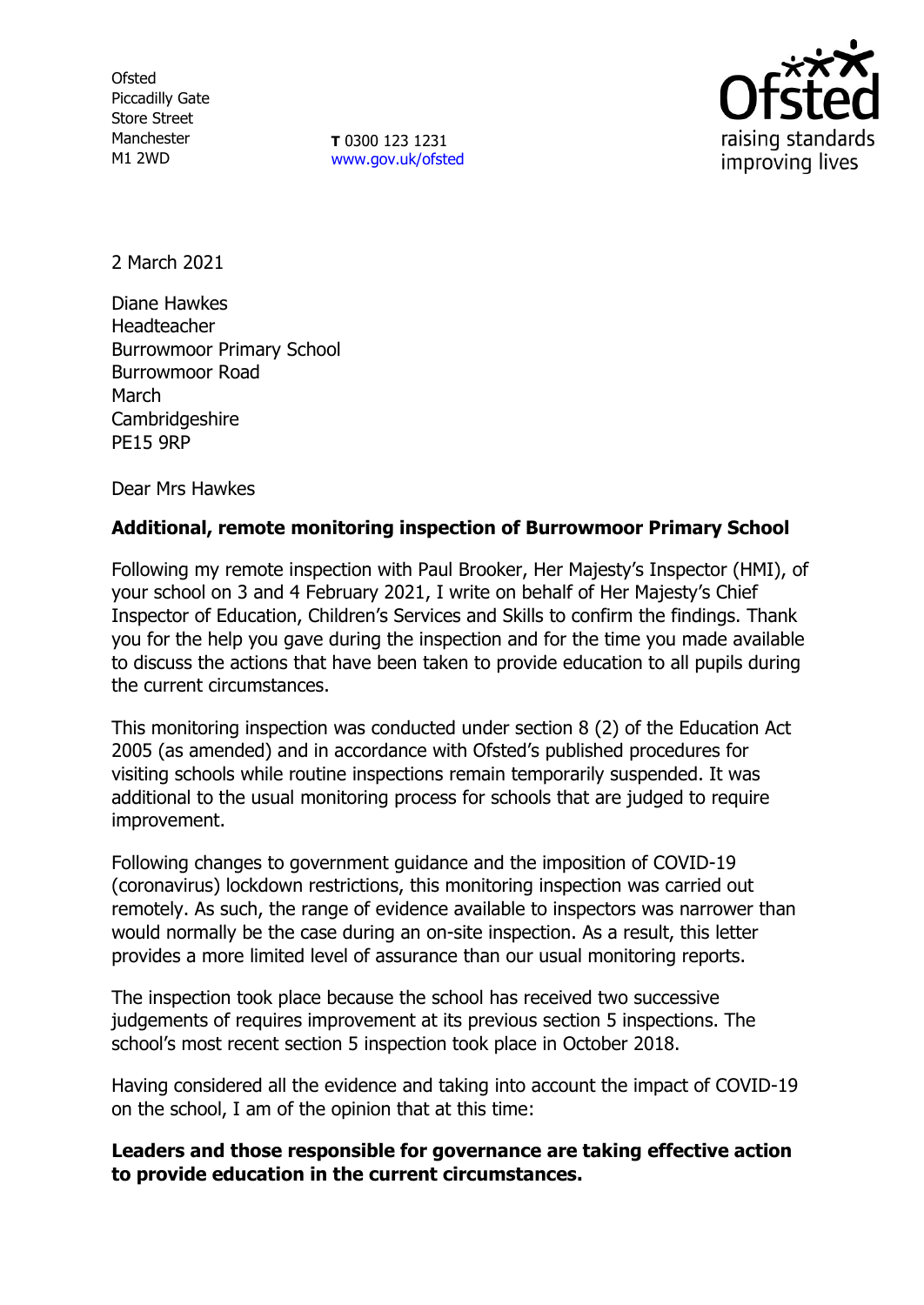Ofsted
Piccadilly Gate
Store Street
Manchester
M1 2WD

**T** 0300 123 1231
www.gov.uk/ofsted

2 March 2021

Diane Hawkes
Headteacher
Burrowmoor Primary School
Burrowmoor Road
March
Cambridgeshire
PE15 9RP

Dear Mrs Hawkes

**Additional, remote monitoring inspection of Burrowmoor Primary School**

Following my remote inspection with Paul Brooker, Her Majesty's Inspector (HMI), of your school on 3 and 4 February 2021, I write on behalf of Her Majesty's Chief Inspector of Education, Children's Services and Skills to confirm the findings. Thank you for the help you gave during the inspection and for the time you made available to discuss the actions that have been taken to provide education to all pupils during the current circumstances.

This monitoring inspection was conducted under section 8 (2) of the Education Act 2005 (as amended) and in accordance with Ofsted's published procedures for visiting schools while routine inspections remain temporarily suspended. It was additional to the usual monitoring process for schools that are judged to require improvement.

Following changes to government guidance and the imposition of COVID-19 (coronavirus) lockdown restrictions, this monitoring inspection was carried out remotely. As such, the range of evidence available to inspectors was narrower than would normally be the case during an on-site inspection. As a result, this letter provides a more limited level of assurance than our usual monitoring reports.

The inspection took place because the school has received two successive judgements of requires improvement at its previous section 5 inspections. The school's most recent section 5 inspection took place in October 2018.

Having considered all the evidence and taking into account the impact of COVID-19 on the school, I am of the opinion that at this time:

**Leaders and those responsible for governance are taking effective action to provide education in the current circumstances.**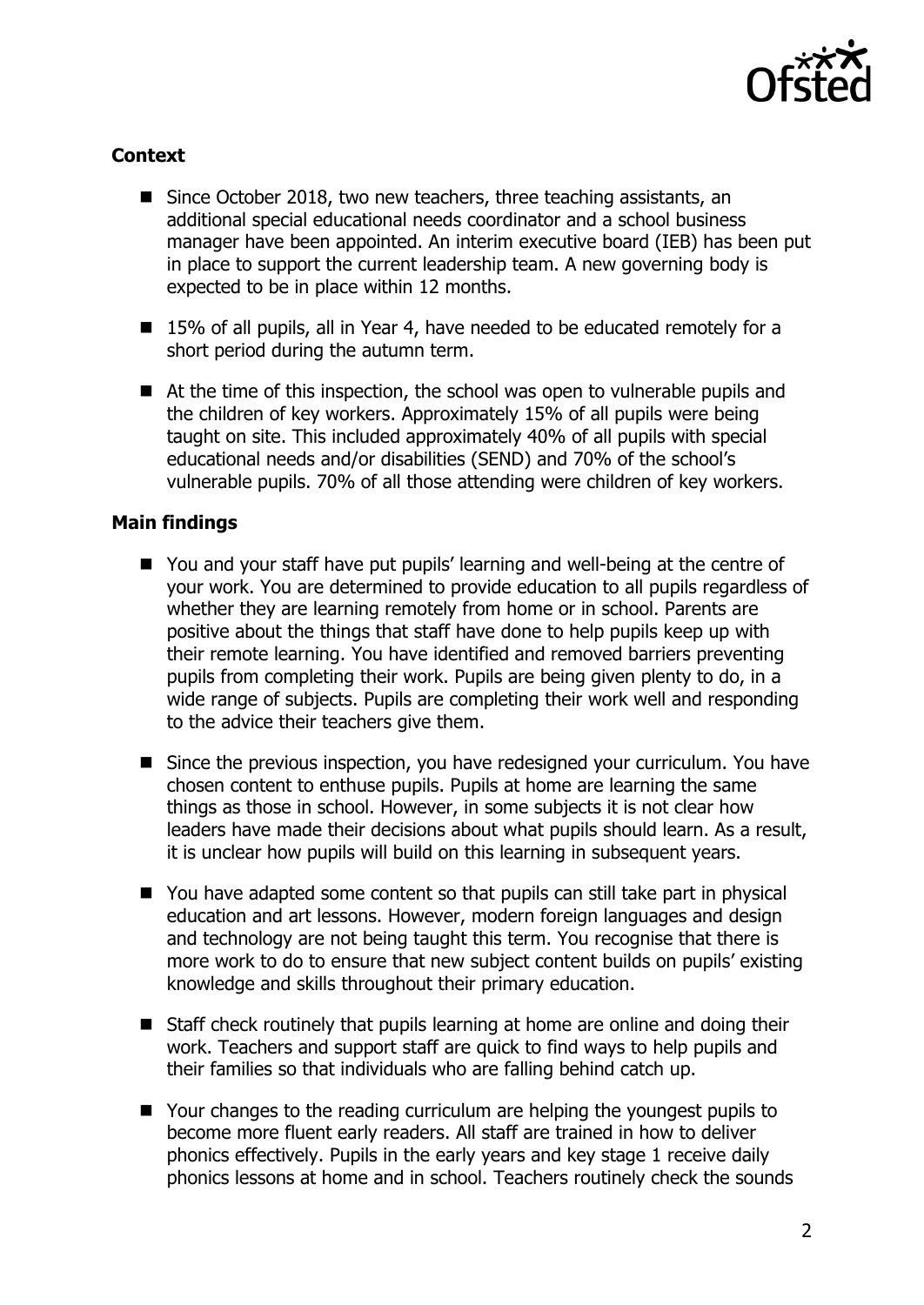## Context

- Since October 2018, two new teachers, three teaching assistants, an additional special educational needs coordinator and a school business manager have been appointed. An interim executive board (IEB) has been put in place to support the current leadership team. A new governing body is expected to be in place within 12 months.

- 15% of all pupils, all in Year 4, have needed to be educated remotely for a short period during the autumn term.

- At the time of this inspection, the school was open to vulnerable pupils and the children of key workers. Approximately 15% of all pupils were being taught on site. This included approximately 40% of all pupils with special educational needs and/or disabilities (SEND) and 70% of the school's vulnerable pupils. 70% of all those attending were children of key workers.

## Main findings

- You and your staff have put pupils' learning and well-being at the centre of your work. You are determined to provide education to all pupils regardless of whether they are learning remotely from home or in school. Parents are positive about the things that staff have done to help pupils keep up with their remote learning. You have identified and removed barriers preventing pupils from completing their work. Pupils are being given plenty to do, in a wide range of subjects. Pupils are completing their work well and responding to the advice their teachers give them.

- Since the previous inspection, you have redesigned your curriculum. You have chosen content to enthuse pupils. Pupils at home are learning the same things as those in school. However, in some subjects it is not clear how leaders have made their decisions about what pupils should learn. As a result, it is unclear how pupils will build on this learning in subsequent years.

- You have adapted some content so that pupils can still take part in physical education and art lessons. However, modern foreign languages and design and technology are not being taught this term. You recognise that there is more work to do to ensure that new subject content builds on pupils' existing knowledge and skills throughout their primary education.

- Staff check routinely that pupils learning at home are online and doing their work. Teachers and support staff are quick to find ways to help pupils and their families so that individuals who are falling behind catch up.

- Your changes to the reading curriculum are helping the youngest pupils to become more fluent early readers. All staff are trained in how to deliver phonics effectively. Pupils in the early years and key stage 1 receive daily phonics lessons at home and in school. Teachers routinely check the sounds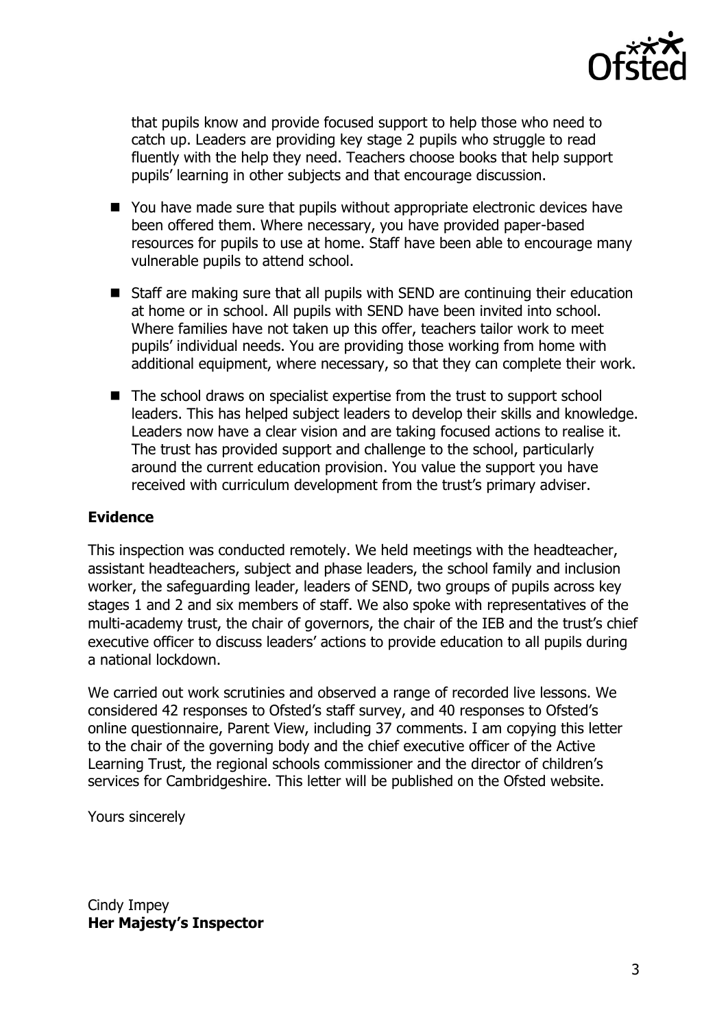that pupils know and provide focused support to help those who need to catch up. Leaders are providing key stage 2 pupils who struggle to read fluently with the help they need. Teachers choose books that help support pupils' learning in other subjects and that encourage discussion.

- You have made sure that pupils without appropriate electronic devices have been offered them. Where necessary, you have provided paper-based resources for pupils to use at home. Staff have been able to encourage many vulnerable pupils to attend school.
- Staff are making sure that all pupils with SEND are continuing their education at home or in school. All pupils with SEND have been invited into school. Where families have not taken up this offer, teachers tailor work to meet pupils' individual needs. You are providing those working from home with additional equipment, where necessary, so that they can complete their work.
- The school draws on specialist expertise from the trust to support school leaders. This has helped subject leaders to develop their skills and knowledge. Leaders now have a clear vision and are taking focused actions to realise it. The trust has provided support and challenge to the school, particularly around the current education provision. You value the support you have received with curriculum development from the trust's primary adviser.

**Evidence**

This inspection was conducted remotely. We held meetings with the headteacher, assistant headteachers, subject and phase leaders, the school family and inclusion worker, the safeguarding leader, leaders of SEND, two groups of pupils across key stages 1 and 2 and six members of staff. We also spoke with representatives of the multi-academy trust, the chair of governors, the chair of the IEB and the trust's chief executive officer to discuss leaders' actions to provide education to all pupils during a national lockdown.

We carried out work scrutinies and observed a range of recorded live lessons. We considered 42 responses to Ofsted's staff survey, and 40 responses to Ofsted's online questionnaire, Parent View, including 37 comments. I am copying this letter to the chair of the governing body and the chief executive officer of the Active Learning Trust, the regional schools commissioner and the director of children's services for Cambridgeshire. This letter will be published on the Ofsted website.

Yours sincerely

Cindy Impey
**Her Majesty's Inspector**